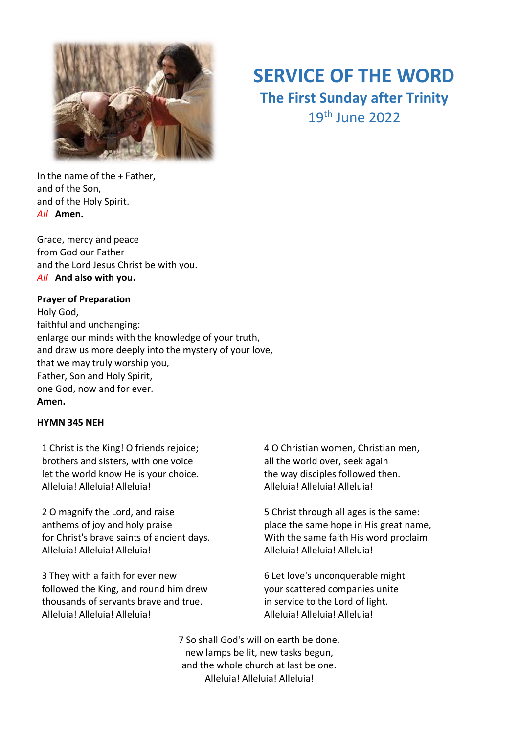# SERVICE OF THE WORD

## The First Sunday after Trinity

19th June 2022

In the name of the + Father,
and of the Son,
and of the Holy Spirit.
*All* **Amen.**

Grace, mercy and peace
from God our Father
and the Lord Jesus Christ be with you.
*All* **And also with you.**

**Prayer of Preparation**
Holy God,
faithful and unchanging:
enlarge our minds with the knowledge of your truth,
and draw us more deeply into the mystery of your love,
that we may truly worship you,
Father, Son and Holy Spirit,
one God, now and for ever.
**Amen.**

**HYMN 345 NEH**

1 Christ is the King! O friends rejoice;
brothers and sisters, with one voice
let the world know He is your choice.
Alleluia! Alleluia! Alleluia!

2 O magnify the Lord, and raise
anthems of joy and holy praise
for Christ's brave saints of ancient days.
Alleluia! Alleluia! Alleluia!

3 They with a faith for ever new
followed the King, and round him drew
thousands of servants brave and true.
Alleluia! Alleluia! Alleluia!

4 O Christian women, Christian men,
all the world over, seek again
the way disciples followed then.
Alleluia! Alleluia! Alleluia!

5 Christ through all ages is the same:
place the same hope in His great name,
With the same faith His word proclaim.
Alleluia! Alleluia! Alleluia!

6 Let love's unconquerable might
your scattered companies unite
in service to the Lord of light.
Alleluia! Alleluia! Alleluia!

7 So shall God's will on earth be done,
new lamps be lit, new tasks begun,
and the whole church at last be one.
Alleluia! Alleluia! Alleluia!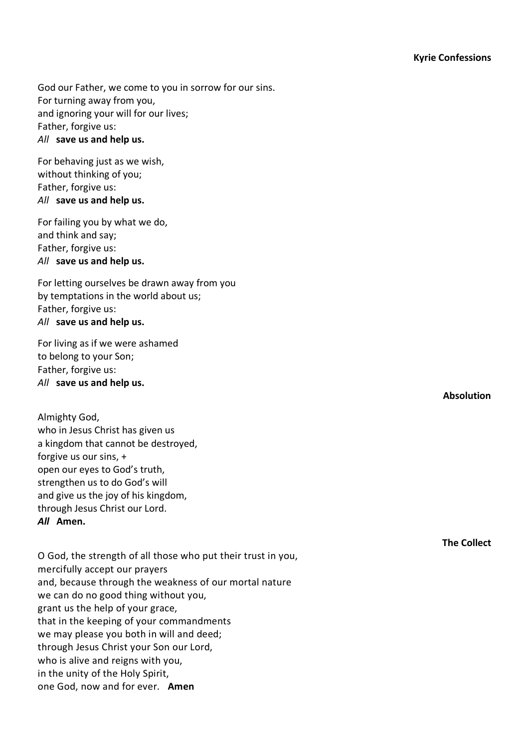**Kyrie Confessions**

God our Father, we come to you in sorrow for our sins.
For turning away from you,
and ignoring your will for our lives;
Father, forgive us:
*All* **save us and help us.**

For behaving just as we wish,
without thinking of you;
Father, forgive us:
*All* **save us and help us.**

For failing you by what we do,
and think and say;
Father, forgive us:
*All* **save us and help us.**

For letting ourselves be drawn away from you
by temptations in the world about us;
Father, forgive us:
*All* **save us and help us.**

For living as if we were ashamed
to belong to your Son;
Father, forgive us:
*All* **save us and help us.**

**Absolution**

Almighty God,
who in Jesus Christ has given us
a kingdom that cannot be destroyed,
forgive us our sins, +
open our eyes to God's truth,
strengthen us to do God's will
and give us the joy of his kingdom,
through Jesus Christ our Lord.
***All*** **Amen.**

**The Collect**

O God, the strength of all those who put their trust in you,
mercifully accept our prayers
and, because through the weakness of our mortal nature
we can do no good thing without you,
grant us the help of your grace,
that in the keeping of your commandments
we may please you both in will and deed;
through Jesus Christ your Son our Lord,
who is alive and reigns with you,
in the unity of the Holy Spirit,
one God, now and for ever. **Amen**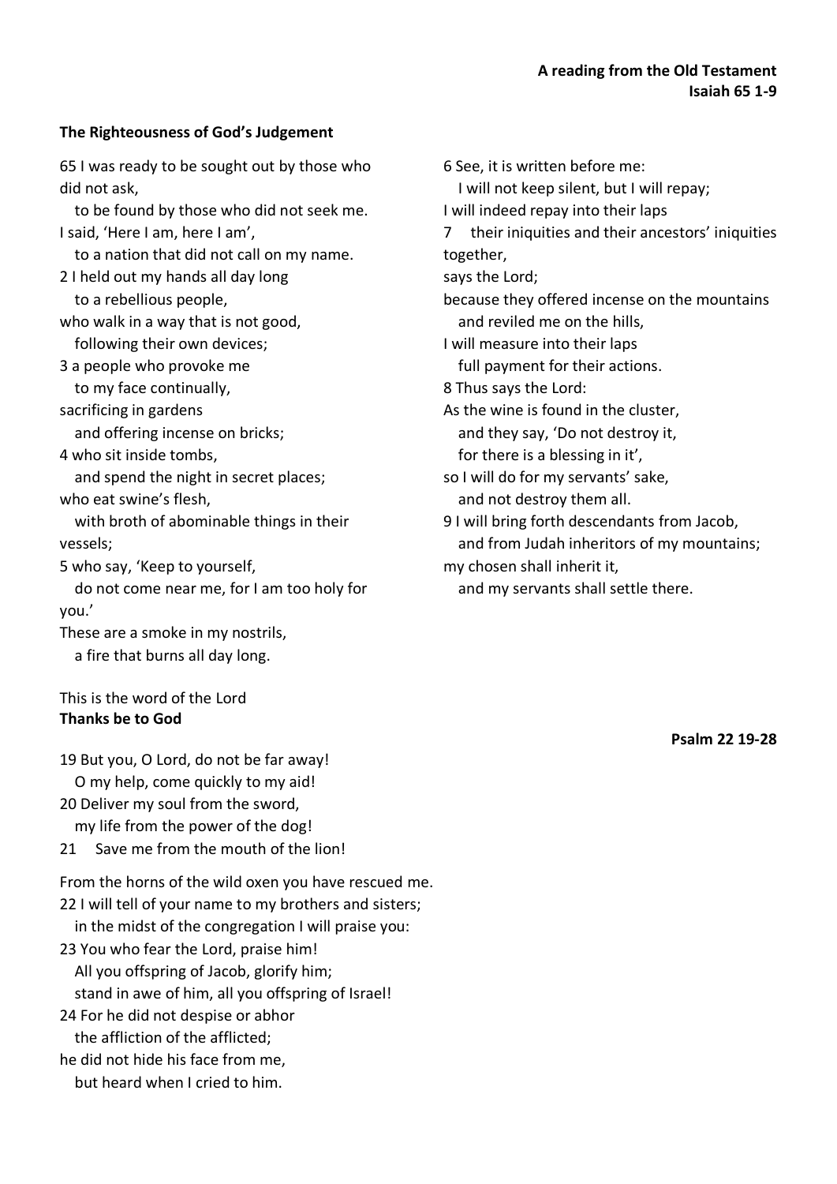**A reading from the Old Testament**
**Isaiah 65 1-9**

**The Righteousness of God's Judgement**

65 I was ready to be sought out by those who did not ask,
   to be found by those who did not seek me.
I said, 'Here I am, here I am',
   to a nation that did not call on my name.
2 I held out my hands all day long
   to a rebellious people,
who walk in a way that is not good,
   following their own devices;
3 a people who provoke me
   to my face continually,
sacrificing in gardens
   and offering incense on bricks;
4 who sit inside tombs,
   and spend the night in secret places;
who eat swine's flesh,
   with broth of abominable things in their vessels;
5 who say, 'Keep to yourself,
   do not come near me, for I am too holy for you.'
These are a smoke in my nostrils,
   a fire that burns all day long.
6 See, it is written before me:
   I will not keep silent, but I will repay;
I will indeed repay into their laps
7 their iniquities and their ancestors' iniquities together,
says the Lord;
because they offered incense on the mountains
   and reviled me on the hills,
I will measure into their laps
   full payment for their actions.
8 Thus says the Lord:
As the wine is found in the cluster,
   and they say, 'Do not destroy it,
   for there is a blessing in it',
so I will do for my servants' sake,
   and not destroy them all.
9 I will bring forth descendants from Jacob,
   and from Judah inheritors of my mountains;
my chosen shall inherit it,
   and my servants shall settle there.

This is the word of the Lord
**Thanks be to God**

**Psalm 22 19-28**

19 But you, O Lord, do not be far away!
   O my help, come quickly to my aid!
20 Deliver my soul from the sword,
   my life from the power of the dog!
21 Save me from the mouth of the lion!

From the horns of the wild oxen you have rescued me.
22 I will tell of your name to my brothers and sisters;
   in the midst of the congregation I will praise you:
23 You who fear the Lord, praise him!
   All you offspring of Jacob, glorify him;
   stand in awe of him, all you offspring of Israel!
24 For he did not despise or abhor
   the affliction of the afflicted;
he did not hide his face from me,
   but heard when I cried to him.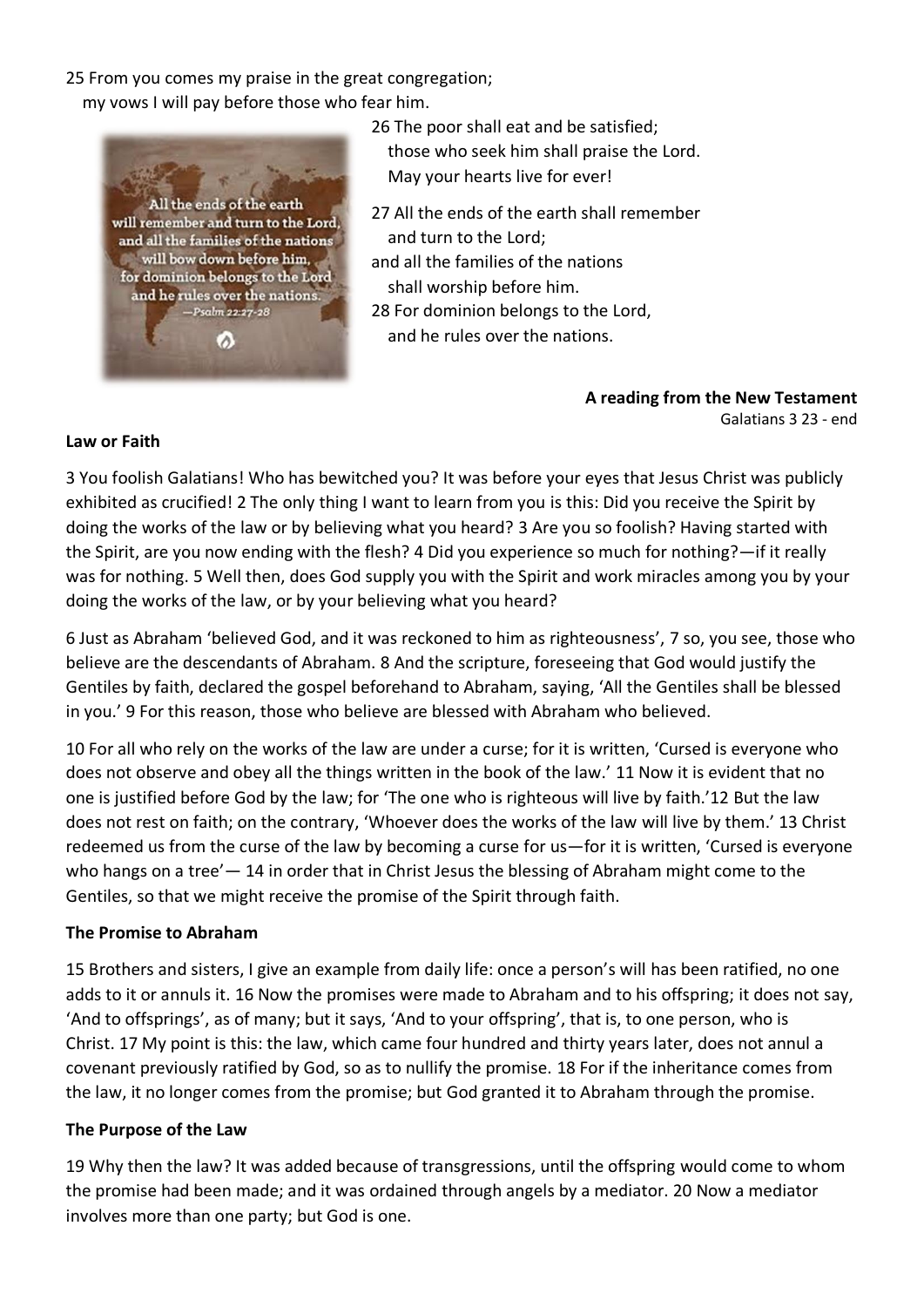25 From you comes my praise in the great congregation;
my vows I will pay before those who fear him.

All the ends of the earth will remember and turn to the Lord, and all the families of the nations will bow down before him, for dominion belongs to the Lord and he rules over the nations.
—Psalm 22:27-28

26 The poor shall eat and be satisfied;
those who seek him shall praise the Lord.
May your hearts live for ever!

27 All the ends of the earth shall remember
and turn to the Lord;
and all the families of the nations
shall worship before him.
28 For dominion belongs to the Lord,
and he rules over the nations.

**A reading from the New Testament**
Galatians 3 23 - end

**Law or Faith**

3 You foolish Galatians! Who has bewitched you? It was before your eyes that Jesus Christ was publicly exhibited as crucified! 2 The only thing I want to learn from you is this: Did you receive the Spirit by doing the works of the law or by believing what you heard? 3 Are you so foolish? Having started with the Spirit, are you now ending with the flesh? 4 Did you experience so much for nothing?—if it really was for nothing. 5 Well then, does God supply you with the Spirit and work miracles among you by your doing the works of the law, or by your believing what you heard?

6 Just as Abraham 'believed God, and it was reckoned to him as righteousness', 7 so, you see, those who believe are the descendants of Abraham. 8 And the scripture, foreseeing that God would justify the Gentiles by faith, declared the gospel beforehand to Abraham, saying, 'All the Gentiles shall be blessed in you.' 9 For this reason, those who believe are blessed with Abraham who believed.

10 For all who rely on the works of the law are under a curse; for it is written, 'Cursed is everyone who does not observe and obey all the things written in the book of the law.' 11 Now it is evident that no one is justified before God by the law; for 'The one who is righteous will live by faith.'12 But the law does not rest on faith; on the contrary, 'Whoever does the works of the law will live by them.' 13 Christ redeemed us from the curse of the law by becoming a curse for us—for it is written, 'Cursed is everyone who hangs on a tree'— 14 in order that in Christ Jesus the blessing of Abraham might come to the Gentiles, so that we might receive the promise of the Spirit through faith.

**The Promise to Abraham**

15 Brothers and sisters, I give an example from daily life: once a person's will has been ratified, no one adds to it or annuls it. 16 Now the promises were made to Abraham and to his offspring; it does not say, 'And to offsprings', as of many; but it says, 'And to your offspring', that is, to one person, who is Christ. 17 My point is this: the law, which came four hundred and thirty years later, does not annul a covenant previously ratified by God, so as to nullify the promise. 18 For if the inheritance comes from the law, it no longer comes from the promise; but God granted it to Abraham through the promise.

**The Purpose of the Law**

19 Why then the law? It was added because of transgressions, until the offspring would come to whom the promise had been made; and it was ordained through angels by a mediator. 20 Now a mediator involves more than one party; but God is one.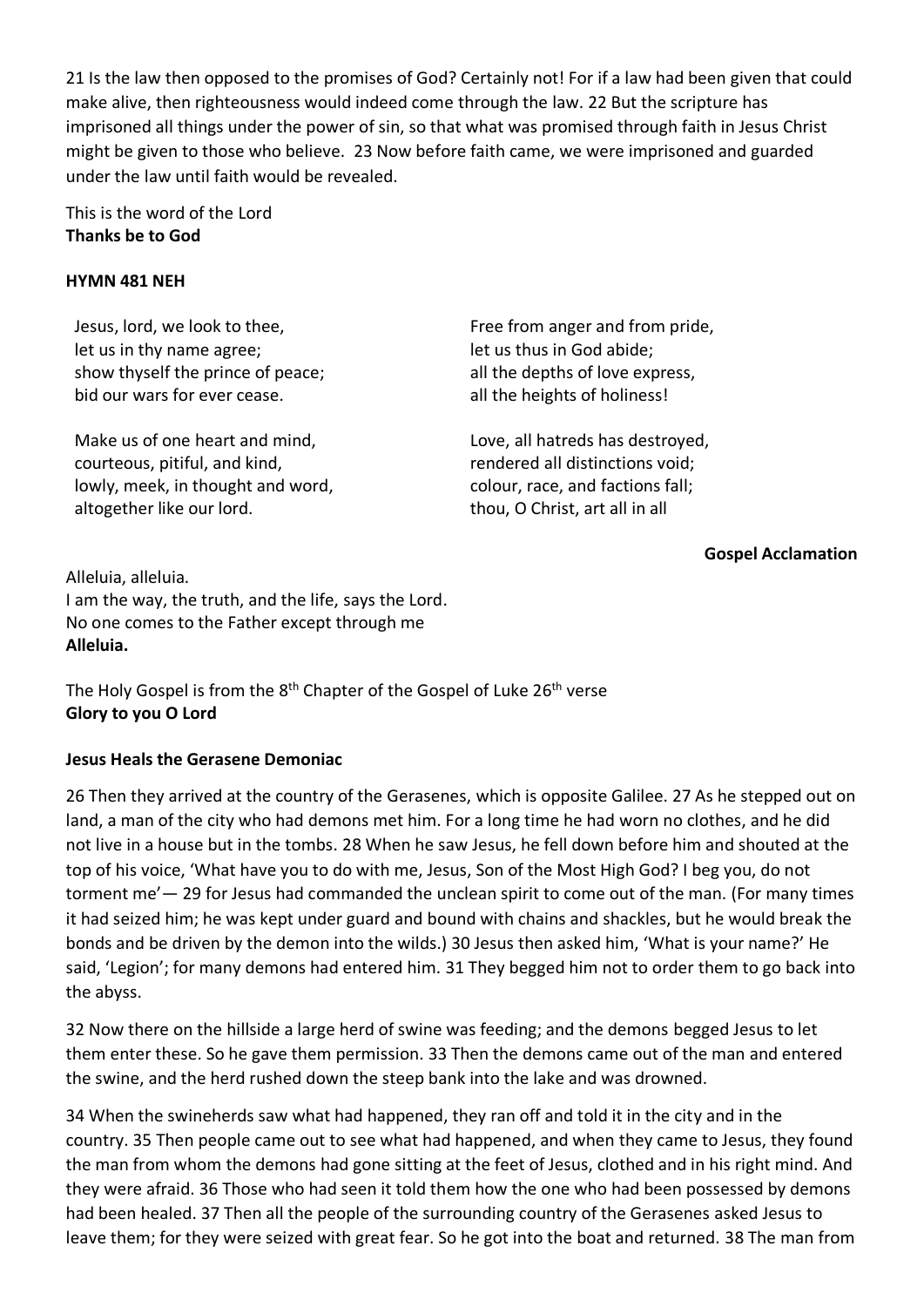21 Is the law then opposed to the promises of God? Certainly not! For if a law had been given that could make alive, then righteousness would indeed come through the law. 22 But the scripture has imprisoned all things under the power of sin, so that what was promised through faith in Jesus Christ might be given to those who believe. 23 Now before faith came, we were imprisoned and guarded under the law until faith would be revealed.

This is the word of the Lord
**Thanks be to God**

**HYMN 481 NEH**

Jesus, lord, we look to thee,
let us in thy name agree;
show thyself the prince of peace;
bid our wars for ever cease.

Make us of one heart and mind,
courteous, pitiful, and kind,
lowly, meek, in thought and word,
altogether like our lord.

Free from anger and from pride,
let us thus in God abide;
all the depths of love express,
all the heights of holiness!

Love, all hatreds has destroyed,
rendered all distinctions void;
colour, race, and factions fall;
thou, O Christ, art all in all

**Gospel Acclamation**

Alleluia, alleluia.
I am the way, the truth, and the life, says the Lord.
No one comes to the Father except through me
**Alleluia.**

The Holy Gospel is from the 8th Chapter of the Gospel of Luke 26th verse
**Glory to you O Lord**

**Jesus Heals the Gerasene Demoniac**

26 Then they arrived at the country of the Gerasenes, which is opposite Galilee. 27 As he stepped out on land, a man of the city who had demons met him. For a long time he had worn no clothes, and he did not live in a house but in the tombs. 28 When he saw Jesus, he fell down before him and shouted at the top of his voice, 'What have you to do with me, Jesus, Son of the Most High God? I beg you, do not torment me'— 29 for Jesus had commanded the unclean spirit to come out of the man. (For many times it had seized him; he was kept under guard and bound with chains and shackles, but he would break the bonds and be driven by the demon into the wilds.) 30 Jesus then asked him, 'What is your name?' He said, 'Legion'; for many demons had entered him. 31 They begged him not to order them to go back into the abyss.

32 Now there on the hillside a large herd of swine was feeding; and the demons begged Jesus to let them enter these. So he gave them permission. 33 Then the demons came out of the man and entered the swine, and the herd rushed down the steep bank into the lake and was drowned.

34 When the swineherds saw what had happened, they ran off and told it in the city and in the country. 35 Then people came out to see what had happened, and when they came to Jesus, they found the man from whom the demons had gone sitting at the feet of Jesus, clothed and in his right mind. And they were afraid. 36 Those who had seen it told them how the one who had been possessed by demons had been healed. 37 Then all the people of the surrounding country of the Gerasenes asked Jesus to leave them; for they were seized with great fear. So he got into the boat and returned. 38 The man from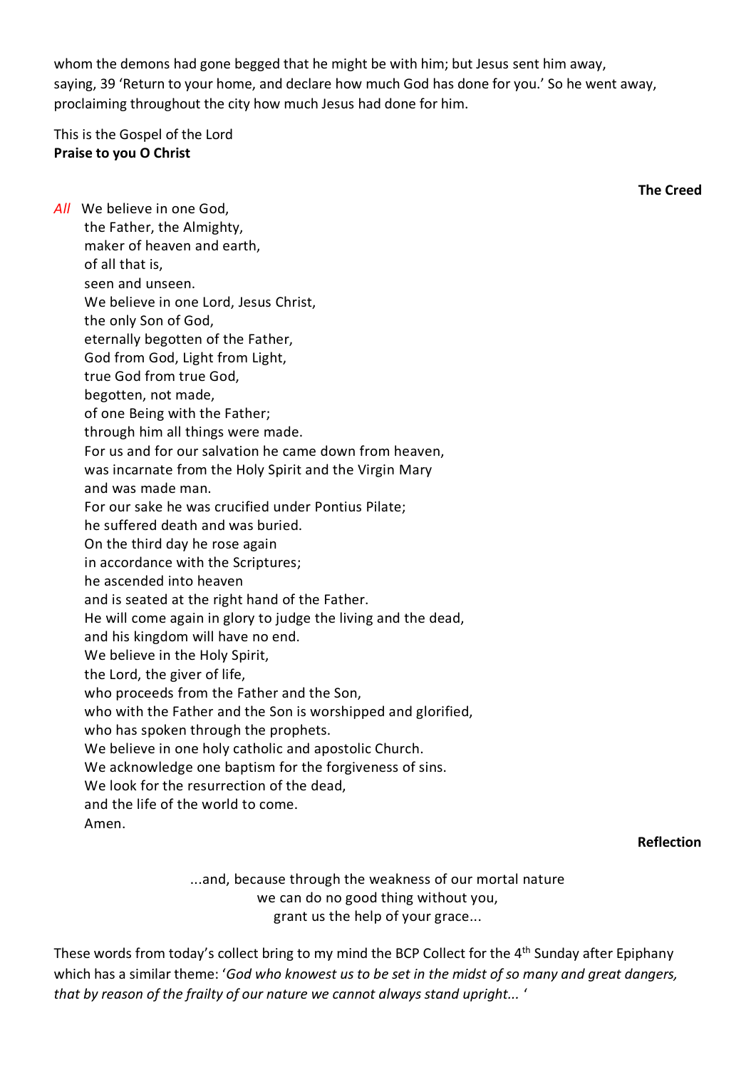whom the demons had gone begged that he might be with him; but Jesus sent him away, saying, 39 'Return to your home, and declare how much God has done for you.' So he went away, proclaiming throughout the city how much Jesus had done for him.

This is the Gospel of the Lord
**Praise to you O Christ**

### The Creed

*All* We believe in one God,
the Father, the Almighty,
maker of heaven and earth,
of all that is,
seen and unseen.
We believe in one Lord, Jesus Christ,
the only Son of God,
eternally begotten of the Father,
God from God, Light from Light,
true God from true God,
begotten, not made,
of one Being with the Father;
through him all things were made.
For us and for our salvation he came down from heaven,
was incarnate from the Holy Spirit and the Virgin Mary
and was made man.
For our sake he was crucified under Pontius Pilate;
he suffered death and was buried.
On the third day he rose again
in accordance with the Scriptures;
he ascended into heaven
and is seated at the right hand of the Father.
He will come again in glory to judge the living and the dead,
and his kingdom will have no end.
We believe in the Holy Spirit,
the Lord, the giver of life,
who proceeds from the Father and the Son,
who with the Father and the Son is worshipped and glorified,
who has spoken through the prophets.
We believe in one holy catholic and apostolic Church.
We acknowledge one baptism for the forgiveness of sins.
We look for the resurrection of the dead,
and the life of the world to come.
Amen.

### Reflection

...and, because through the weakness of our mortal nature
we can do no good thing without you,
grant us the help of your grace...

These words from today's collect bring to my mind the BCP Collect for the 4th Sunday after Epiphany which has a similar theme: '*God who knowest us to be set in the midst of so many and great dangers, that by reason of the frailty of our nature we cannot always stand upright...* '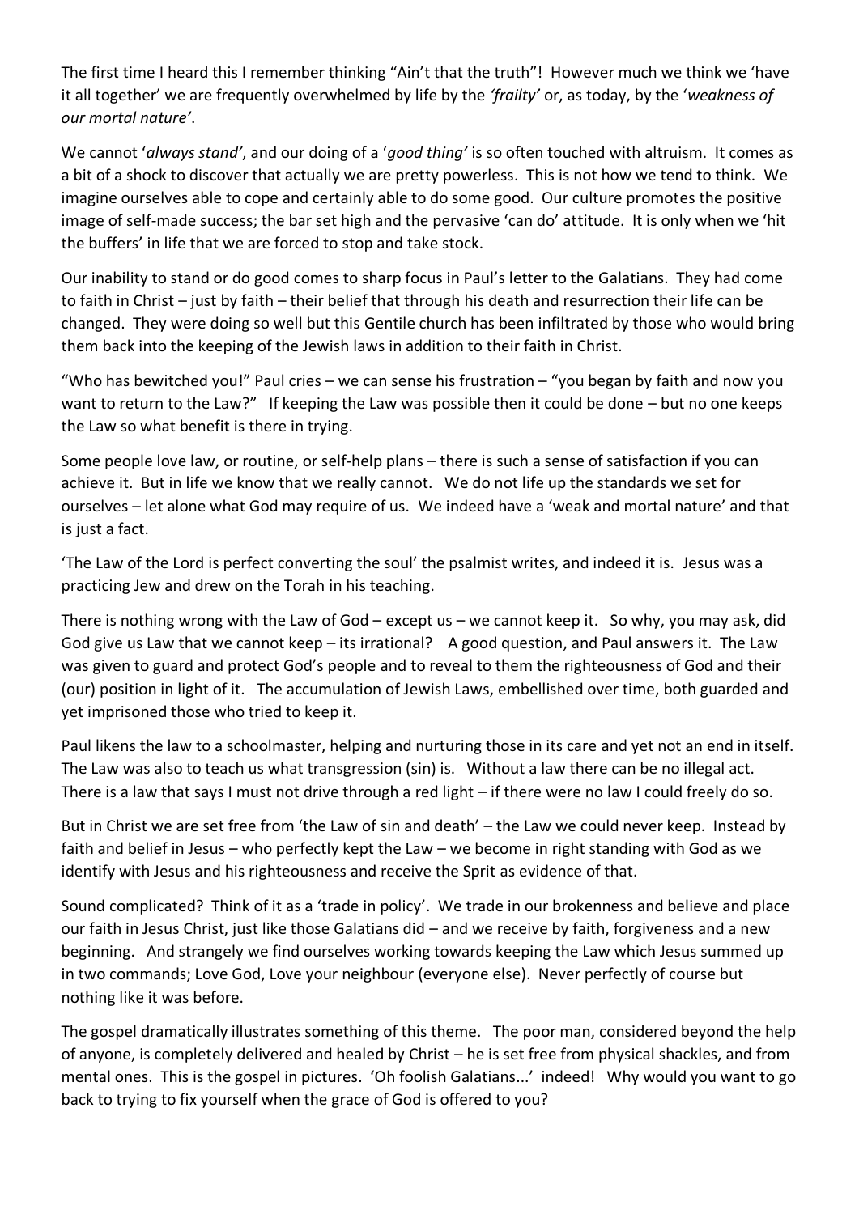The first time I heard this I remember thinking "Ain't that the truth"! However much we think we 'have it all together' we are frequently overwhelmed by life by the *'frailty'* or, as today, by the '*weakness of our mortal nature'*.

We cannot '*always stand'*, and our doing of a '*good thing'* is so often touched with altruism. It comes as a bit of a shock to discover that actually we are pretty powerless. This is not how we tend to think. We imagine ourselves able to cope and certainly able to do some good. Our culture promotes the positive image of self-made success; the bar set high and the pervasive 'can do' attitude. It is only when we 'hit the buffers' in life that we are forced to stop and take stock.

Our inability to stand or do good comes to sharp focus in Paul's letter to the Galatians. They had come to faith in Christ – just by faith – their belief that through his death and resurrection their life can be changed. They were doing so well but this Gentile church has been infiltrated by those who would bring them back into the keeping of the Jewish laws in addition to their faith in Christ.

"Who has bewitched you!" Paul cries – we can sense his frustration – "you began by faith and now you want to return to the Law?" If keeping the Law was possible then it could be done – but no one keeps the Law so what benefit is there in trying.

Some people love law, or routine, or self-help plans – there is such a sense of satisfaction if you can achieve it. But in life we know that we really cannot. We do not life up the standards we set for ourselves – let alone what God may require of us. We indeed have a 'weak and mortal nature' and that is just a fact.

'The Law of the Lord is perfect converting the soul' the psalmist writes, and indeed it is. Jesus was a practicing Jew and drew on the Torah in his teaching.

There is nothing wrong with the Law of God – except us – we cannot keep it. So why, you may ask, did God give us Law that we cannot keep – its irrational? A good question, and Paul answers it. The Law was given to guard and protect God's people and to reveal to them the righteousness of God and their (our) position in light of it. The accumulation of Jewish Laws, embellished over time, both guarded and yet imprisoned those who tried to keep it.

Paul likens the law to a schoolmaster, helping and nurturing those in its care and yet not an end in itself. The Law was also to teach us what transgression (sin) is. Without a law there can be no illegal act. There is a law that says I must not drive through a red light – if there were no law I could freely do so.

But in Christ we are set free from 'the Law of sin and death' – the Law we could never keep. Instead by faith and belief in Jesus – who perfectly kept the Law – we become in right standing with God as we identify with Jesus and his righteousness and receive the Sprit as evidence of that.

Sound complicated? Think of it as a 'trade in policy'. We trade in our brokenness and believe and place our faith in Jesus Christ, just like those Galatians did – and we receive by faith, forgiveness and a new beginning. And strangely we find ourselves working towards keeping the Law which Jesus summed up in two commands; Love God, Love your neighbour (everyone else). Never perfectly of course but nothing like it was before.

The gospel dramatically illustrates something of this theme. The poor man, considered beyond the help of anyone, is completely delivered and healed by Christ – he is set free from physical shackles, and from mental ones. This is the gospel in pictures. 'Oh foolish Galatians...' indeed! Why would you want to go back to trying to fix yourself when the grace of God is offered to you?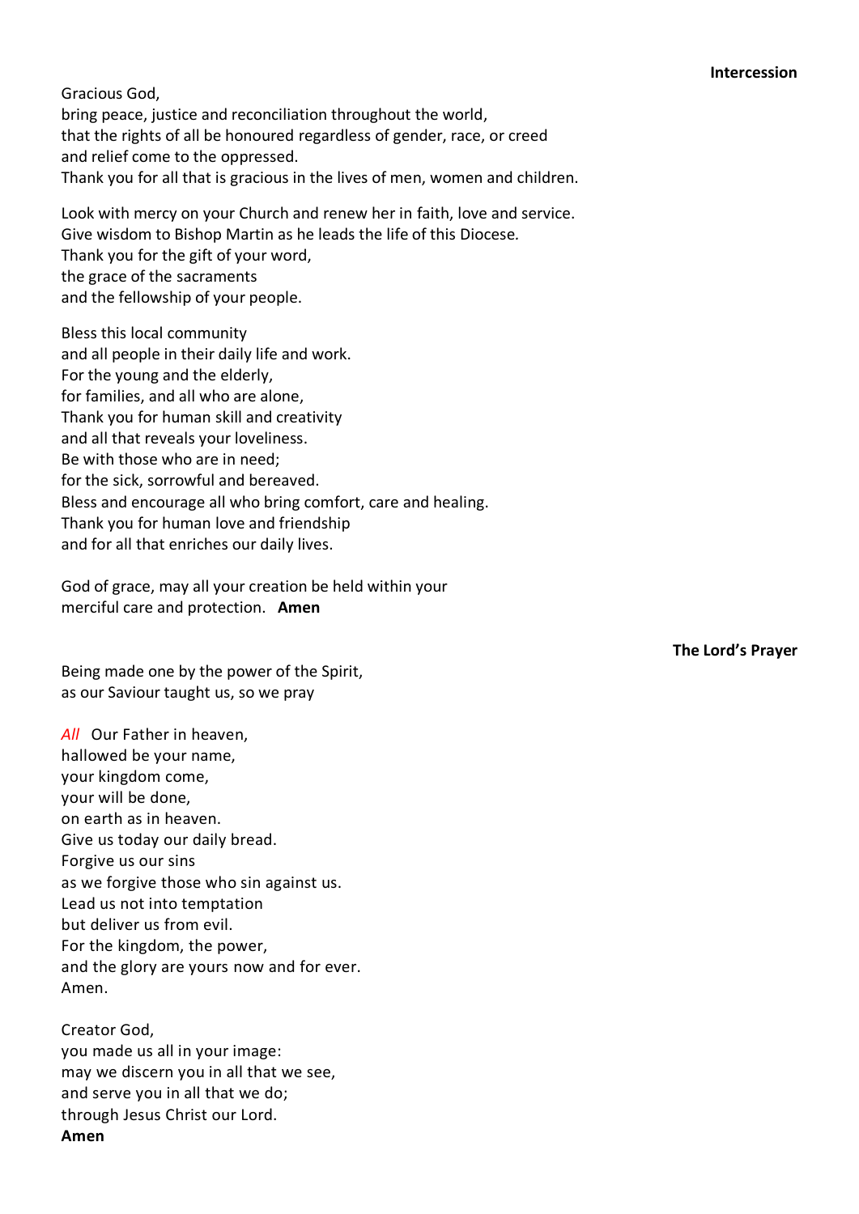**Intercession**

Gracious God,
bring peace, justice and reconciliation throughout the world,
that the rights of all be honoured regardless of gender, race, or creed
and relief come to the oppressed.
Thank you for all that is gracious in the lives of men, women and children.

Look with mercy on your Church and renew her in faith, love and service.
Give wisdom to Bishop Martin as he leads the life of this Diocese.
Thank you for the gift of your word,
the grace of the sacraments
and the fellowship of your people.

Bless this local community
and all people in their daily life and work.
For the young and the elderly,
for families, and all who are alone,
Thank you for human skill and creativity
and all that reveals your loveliness.
Be with those who are in need;
for the sick, sorrowful and bereaved.
Bless and encourage all who bring comfort, care and healing.
Thank you for human love and friendship
and for all that enriches our daily lives.

God of grace, may all your creation be held within your
merciful care and protection. **Amen**

**The Lord's Prayer**

Being made one by the power of the Spirit,
as our Saviour taught us, so we pray

*All* Our Father in heaven,
hallowed be your name,
your kingdom come,
your will be done,
on earth as in heaven.
Give us today our daily bread.
Forgive us our sins
as we forgive those who sin against us.
Lead us not into temptation
but deliver us from evil.
For the kingdom, the power,
and the glory are yours now and for ever.
Amen.

Creator God,
you made us all in your image:
may we discern you in all that we see,
and serve you in all that we do;
through Jesus Christ our Lord.
**Amen**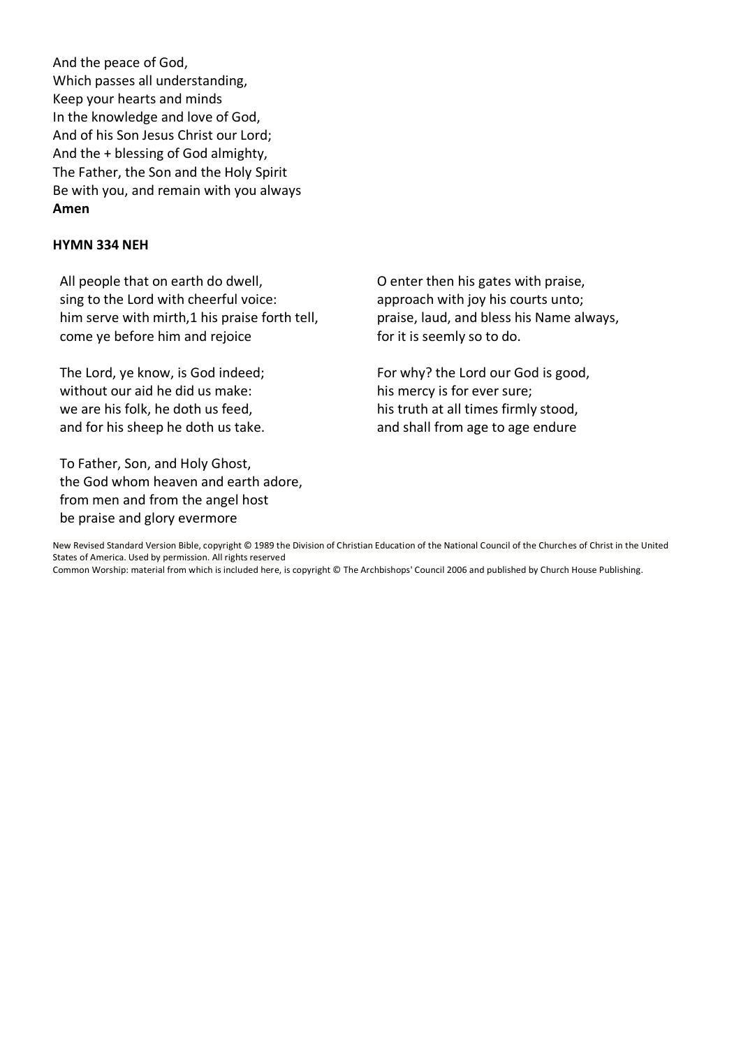And the peace of God,
Which passes all understanding,
Keep your hearts and minds
In the knowledge and love of God,
And of his Son Jesus Christ our Lord;
And the + blessing of God almighty,
The Father, the Son and the Holy Spirit
Be with you, and remain with you always
**Amen**

**HYMN 334 NEH**

All people that on earth do dwell,
sing to the Lord with cheerful voice:
him serve with mirth,1 his praise forth tell,
come ye before him and rejoice

The Lord, ye know, is God indeed;
without our aid he did us make:
we are his folk, he doth us feed,
and for his sheep he doth us take.

O enter then his gates with praise,
approach with joy his courts unto;
praise, laud, and bless his Name always,
for it is seemly so to do.

For why? the Lord our God is good,
his mercy is for ever sure;
his truth at all times firmly stood,
and shall from age to age endure

To Father, Son, and Holy Ghost,
the God whom heaven and earth adore,
from men and from the angel host
be praise and glory evermore

New Revised Standard Version Bible, copyright © 1989 the Division of Christian Education of the National Council of the Churches of Christ in the United States of America. Used by permission. All rights reserved
Common Worship: material from which is included here, is copyright © The Archbishops' Council 2006 and published by Church House Publishing.